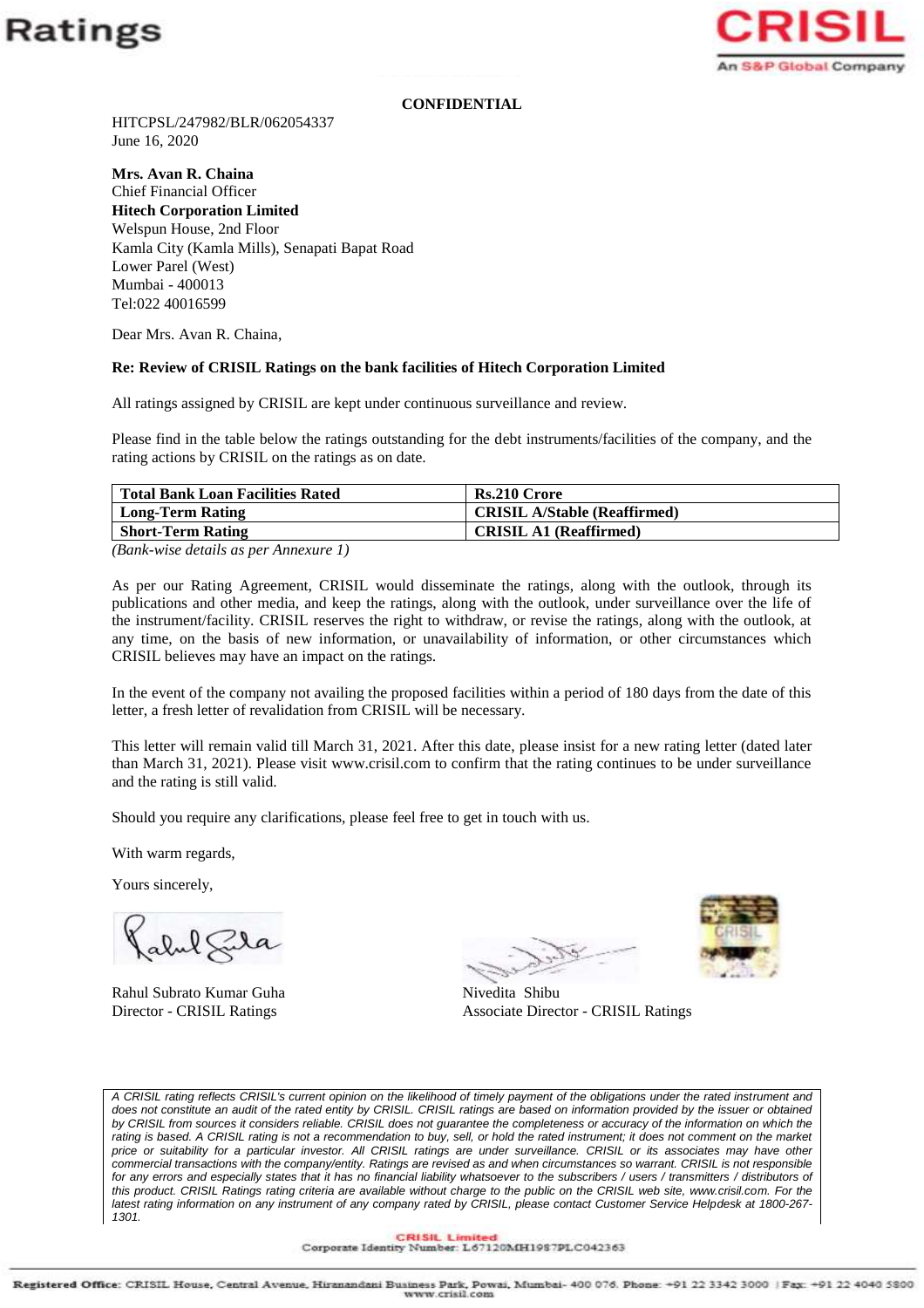**CONFIDENTIAL**

HITCPSL/247982/BLR/062054337
June 16, 2020

**Mrs. Avan R. Chaina**
Chief Financial Officer
**Hitech Corporation Limited**
Welspun House, 2nd Floor
Kamla City (Kamla Mills), Senapati Bapat Road
Lower Parel (West)
Mumbai - 400013
Tel:022 40016599

Dear Mrs. Avan R. Chaina,

**Re: Review of CRISIL Ratings on the bank facilities of Hitech Corporation Limited**

All ratings assigned by CRISIL are kept under continuous surveillance and review.

Please find in the table below the ratings outstanding for the debt instruments/facilities of the company, and the rating actions by CRISIL on the ratings as on date.

| **Total Bank Loan Facilities Rated** | **Rs.210 Crore** |
|---|---|
| **Long-Term Rating** | **CRISIL A/Stable (Reaffirmed)** |
| **Short-Term Rating** | **CRISIL A1 (Reaffirmed)** |

*(Bank-wise details as per Annexure 1)*

As per our Rating Agreement, CRISIL would disseminate the ratings, along with the outlook, through its publications and other media, and keep the ratings, along with the outlook, under surveillance over the life of the instrument/facility. CRISIL reserves the right to withdraw, or revise the ratings, along with the outlook, at any time, on the basis of new information, or unavailability of information, or other circumstances which CRISIL believes may have an impact on the ratings.

In the event of the company not availing the proposed facilities within a period of 180 days from the date of this letter, a fresh letter of revalidation from CRISIL will be necessary.

This letter will remain valid till March 31, 2021. After this date, please insist for a new rating letter (dated later than March 31, 2021). Please visit www.crisil.com to confirm that the rating continues to be under surveillance and the rating is still valid.

Should you require any clarifications, please feel free to get in touch with us.

With warm regards,

Yours sincerely,

Rahul Subrato Kumar Guha
Director - CRISIL Ratings

Nivedita Shibu
Associate Director - CRISIL Ratings

*A CRISIL rating reflects CRISIL's current opinion on the likelihood of timely payment of the obligations under the rated instrument and does not constitute an audit of the rated entity by CRISIL. CRISIL ratings are based on information provided by the issuer or obtained by CRISIL from sources it considers reliable. CRISIL does not guarantee the completeness or accuracy of the information on which the rating is based. A CRISIL rating is not a recommendation to buy, sell, or hold the rated instrument; it does not comment on the market price or suitability for a particular investor. All CRISIL ratings are under surveillance. CRISIL or its associates may have other commercial transactions with the company/entity. Ratings are revised as and when circumstances so warrant. CRISIL is not responsible for any errors and especially states that it has no financial liability whatsoever to the subscribers / users / transmitters / distributors of this product. CRISIL Ratings rating criteria are available without charge to the public on the CRISIL web site, www.crisil.com. For the latest rating information on any instrument of any company rated by CRISIL, please contact Customer Service Helpdesk at 1800-267-1301.*

CRISIL Limited
Corporate Identity Number: L67120MH1987PLC042363

Registered Office: CRISIL House, Central Avenue, Hiranandani Business Park, Powai, Mumbai- 400 076. Phone: +91 22 3342 3000 | Fax: +91 22 4040 5800
www.crisil.com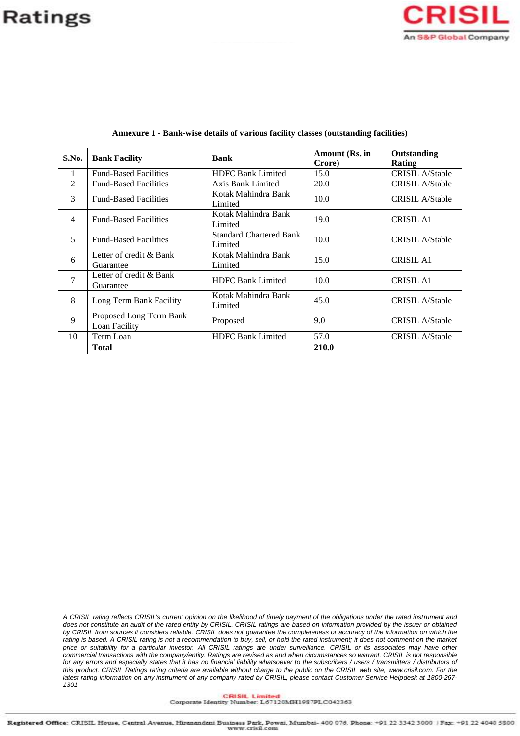**Annexure 1 - Bank-wise details of various facility classes (outstanding facilities)**

| S.No. | Bank Facility | Bank | Amount (Rs. in Crore) | Outstanding Rating |
|---|---|---|---|---|
| 1 | Fund-Based Facilities | HDFC Bank Limited | 15.0 | CRISIL A/Stable |
| 2 | Fund-Based Facilities | Axis Bank Limited | 20.0 | CRISIL A/Stable |
| 3 | Fund-Based Facilities | Kotak Mahindra Bank Limited | 10.0 | CRISIL A/Stable |
| 4 | Fund-Based Facilities | Kotak Mahindra Bank Limited | 19.0 | CRISIL A1 |
| 5 | Fund-Based Facilities | Standard Chartered Bank Limited | 10.0 | CRISIL A/Stable |
| 6 | Letter of credit & Bank Guarantee | Kotak Mahindra Bank Limited | 15.0 | CRISIL A1 |
| 7 | Letter of credit & Bank Guarantee | HDFC Bank Limited | 10.0 | CRISIL A1 |
| 8 | Long Term Bank Facility | Kotak Mahindra Bank Limited | 45.0 | CRISIL A/Stable |
| 9 | Proposed Long Term Bank Loan Facility | Proposed | 9.0 | CRISIL A/Stable |
| 10 | Term Loan | HDFC Bank Limited | 57.0 | CRISIL A/Stable |
| | **Total** | | **210.0** | |

*A CRISIL rating reflects CRISIL's current opinion on the likelihood of timely payment of the obligations under the rated instrument and does not constitute an audit of the rated entity by CRISIL. CRISIL ratings are based on information provided by the issuer or obtained by CRISIL from sources it considers reliable. CRISIL does not guarantee the completeness or accuracy of the information on which the rating is based. A CRISIL rating is not a recommendation to buy, sell, or hold the rated instrument; it does not comment on the market price or suitability for a particular investor. All CRISIL ratings are under surveillance. CRISIL or its associates may have other commercial transactions with the company/entity. Ratings are revised as and when circumstances so warrant. CRISIL is not responsible for any errors and especially states that it has no financial liability whatsoever to the subscribers / users / transmitters / distributors of this product. CRISIL Ratings rating criteria are available without charge to the public on the CRISIL web site, www.crisil.com. For the latest rating information on any instrument of any company rated by CRISIL, please contact Customer Service Helpdesk at 1800-267-1301.*

CRISIL Limited
Corporate Identity Number: L67120MH1987PLC042363

**Registered Office:** CRISIL House, Central Avenue, Hiranandani Business Park, Powai, Mumbai- 400 076. Phone: +91 22 3342 3000 | Fax: +91 22 4040 5800
www.crisil.com